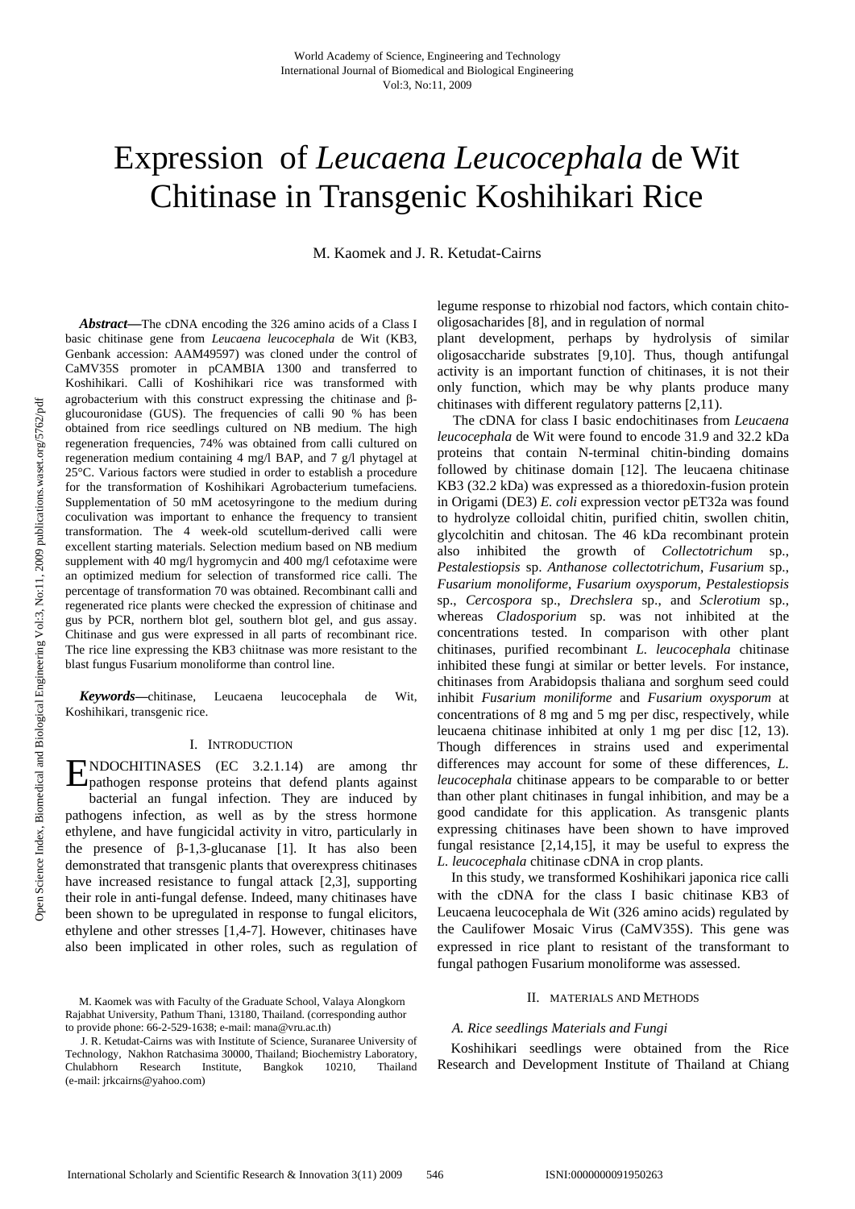# Expression of *Leucaena Leucocephala* de Wit Chitinase in Transgenic Koshihikari Rice

M. Kaomek and J. R. Ketudat-Cairns

***Abstract*—**The cDNA encoding the 326 amino acids of a Class I basic chitinase gene from *Leucaena leucocephala* de Wit (KB3, Genbank accession: AAM49597) was cloned under the control of CaMV35S promoter in pCAMBIA 1300 and transferred to Koshihikari. Calli of Koshihikari rice was transformed with agrobacterium with this construct expressing the chitinase and β-glucouronidase (GUS). The frequencies of calli 90 % has been obtained from rice seedlings cultured on NB medium. The high regeneration frequencies, 74% was obtained from calli cultured on regeneration medium containing 4 mg/l BAP, and 7 g/l phytagel at 25°C. Various factors were studied in order to establish a procedure for the transformation of Koshihikari Agrobacterium tumefaciens. Supplementation of 50 mM acetosyringone to the medium during coculivation was important to enhance the frequency to transient transformation. The 4 week-old scutellum-derived calli were excellent starting materials. Selection medium based on NB medium supplement with 40 mg/l hygromycin and 400 mg/l cefotaxime were an optimized medium for selection of transformed rice calli. The percentage of transformation 70 was obtained. Recombinant calli and regenerated rice plants were checked the expression of chitinase and gus by PCR, northern blot gel, southern blot gel, and gus assay. Chitinase and gus were expressed in all parts of recombinant rice. The rice line expressing the KB3 chiitnase was more resistant to the blast fungus Fusarium monoliforme than control line.

***Keywords*—**chitinase, Leucaena leucocephala de Wit, Koshihikari, transgenic rice.

## I. Introduction

ENDOCHITINASES (EC 3.2.1.14) are among thr pathogen response proteins that defend plants against bacterial an fungal infection. They are induced by pathogens infection, as well as by the stress hormone ethylene, and have fungicidal activity in vitro, particularly in the presence of β-1,3-glucanase [1]. It has also been demonstrated that transgenic plants that overexpress chitinases have increased resistance to fungal attack [2,3], supporting their role in anti-fungal defense. Indeed, many chitinases have been shown to be upregulated in response to fungal elicitors, ethylene and other stresses [1,4-7]. However, chitinases have also been implicated in other roles, such as regulation of legume response to rhizobial nod factors, which contain chito-oligosacharides [8], and in regulation of normal plant development, perhaps by hydrolysis of similar oligosaccharide substrates [9,10]. Thus, though antifungal activity is an important function of chitinases, it is not their only function, which may be why plants produce many chitinases with different regulatory patterns [2,11).

The cDNA for class I basic endochitinases from *Leucaena leucocephala* de Wit were found to encode 31.9 and 32.2 kDa proteins that contain N-terminal chitin-binding domains followed by chitinase domain [12]. The leucaena chitinase KB3 (32.2 kDa) was expressed as a thioredoxin-fusion protein in Origami (DE3) *E. coli* expression vector pET32a was found to hydrolyze colloidal chitin, purified chitin, swollen chitin, glycolchitin and chitosan. The 46 kDa recombinant protein also inhibited the growth of *Collectotrichum* sp., *Pestalestiopsis* sp. *Anthanose collectotrichum*, *Fusarium* sp., *Fusarium monoliforme*, *Fusarium oxysporum*, *Pestalestiopsis* sp., *Cercospora* sp., *Drechslera* sp., and *Sclerotium* sp., whereas *Cladosporium* sp. was not inhibited at the concentrations tested. In comparison with other plant chitinases, purified recombinant *L. leucocephala* chitinase inhibited these fungi at similar or better levels. For instance, chitinases from Arabidopsis thaliana and sorghum seed could inhibit *Fusarium moniliforme* and *Fusarium oxysporum* at concentrations of 8 mg and 5 mg per disc, respectively, while leucaena chitinase inhibited at only 1 mg per disc [12, 13). Though differences in strains used and experimental differences may account for some of these differences, *L. leucocephala* chitinase appears to be comparable to or better than other plant chitinases in fungal inhibition, and may be a good candidate for this application. As transgenic plants expressing chitinases have been shown to have improved fungal resistance [2,14,15], it may be useful to express the *L. leucocephala* chitinase cDNA in crop plants.

In this study, we transformed Koshihikari japonica rice calli with the cDNA for the class I basic chitinase KB3 of Leucaena leucocephala de Wit (326 amino acids) regulated by the Caulifower Mosaic Virus (CaMV35S). This gene was expressed in rice plant to resistant of the transformant to fungal pathogen Fusarium monoliforme was assessed.

## II. Materials and Methods

### *A. Rice seedlings Materials and Fungi*

Koshihikari seedlings were obtained from the Rice Research and Development Institute of Thailand at Chiang

M. Kaomek was with Faculty of the Graduate School, Valaya Alongkorn Rajabhat University, Pathum Thani, 13180, Thailand. (corresponding author to provide phone: 66-2-529-1638; e-mail: mana@vru.ac.th)

J. R. Ketudat-Cairns was with Institute of Science, Suranaree University of Technology, Nakhon Ratchasima 30000, Thailand; Biochemistry Laboratory, Chulabhorn Research Institute, Bangkok 10210, Thailand (e-mail: jrkcairns@yahoo.com)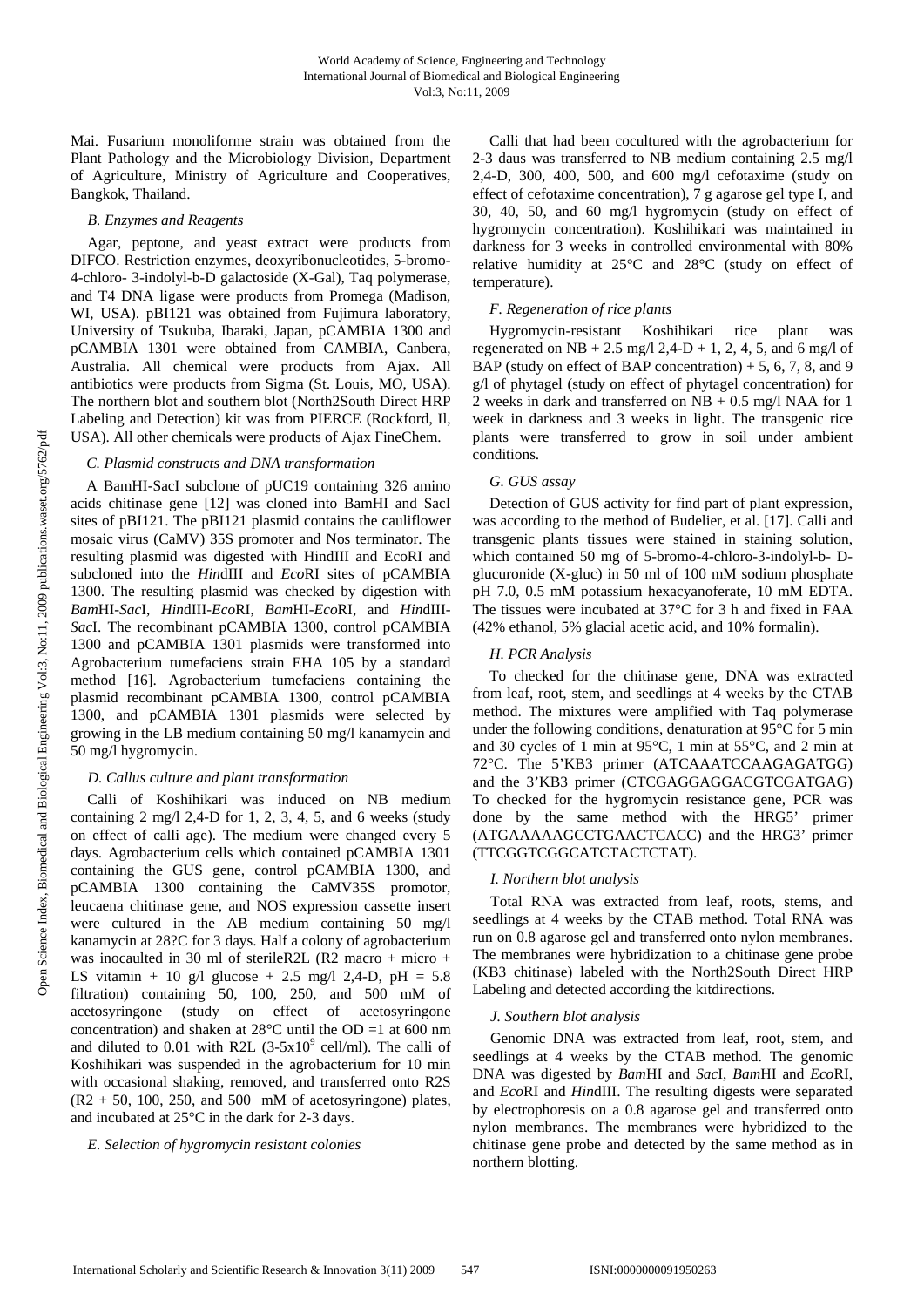Mai. Fusarium monoliforme strain was obtained from the Plant Pathology and the Microbiology Division, Department of Agriculture, Ministry of Agriculture and Cooperatives, Bangkok, Thailand.

### *B. Enzymes and Reagents*

Agar, peptone, and yeast extract were products from DIFCO. Restriction enzymes, deoxyribonucleotides, 5-bromo-4-chloro- 3-indolyl-b-D galactoside (X-Gal), Taq polymerase, and T4 DNA ligase were products from Promega (Madison, WI, USA). pBI121 was obtained from Fujimura laboratory, University of Tsukuba, Ibaraki, Japan, pCAMBIA 1300 and pCAMBIA 1301 were obtained from CAMBIA, Canbera, Australia. All chemical were products from Ajax. All antibiotics were products from Sigma (St. Louis, MO, USA). The northern blot and southern blot (North2South Direct HRP Labeling and Detection) kit was from PIERCE (Rockford, Il, USA). All other chemicals were products of Ajax FineChem.

### *C. Plasmid constructs and DNA transformation*

A BamHI-SacI subclone of pUC19 containing 326 amino acids chitinase gene [12] was cloned into BamHI and SacI sites of pBI121. The pBI121 plasmid contains the cauliflower mosaic virus (CaMV) 35S promoter and Nos terminator. The resulting plasmid was digested with HindIII and EcoRI and subcloned into the *Hin*dIII and *Eco*RI sites of pCAMBIA 1300. The resulting plasmid was checked by digestion with *Bam*HI-*Sac*I, *Hin*dIII-*Eco*RI, *Bam*HI-*Eco*RI, and *Hin*dIII-*Sac*I. The recombinant pCAMBIA 1300, control pCAMBIA 1300 and pCAMBIA 1301 plasmids were transformed into Agrobacterium tumefaciens strain EHA 105 by a standard method [16]. Agrobacterium tumefaciens containing the plasmid recombinant pCAMBIA 1300, control pCAMBIA 1300, and pCAMBIA 1301 plasmids were selected by growing in the LB medium containing 50 mg/l kanamycin and 50 mg/l hygromycin.

### *D. Callus culture and plant transformation*

Calli of Koshihikari was induced on NB medium containing 2 mg/l 2,4-D for 1, 2, 3, 4, 5, and 6 weeks (study on effect of calli age). The medium were changed every 5 days. Agrobacterium cells which contained pCAMBIA 1301 containing the GUS gene, control pCAMBIA 1300, and pCAMBIA 1300 containing the CaMV35S promotor, leucaena chitinase gene, and NOS expression cassette insert were cultured in the AB medium containing 50 mg/l kanamycin at 28?C for 3 days. Half a colony of agrobacterium was inocualted in 30 ml of sterileR2L (R2 macro + micro + LS vitamin + 10 g/l glucose + 2.5 mg/l 2,4-D, pH = 5.8 filtration) containing 50, 100, 250, and 500 mM of acetosyringone (study on effect of acetosyringone concentration) and shaken at 28°C until the OD =1 at 600 nm and diluted to 0.01 with R2L ($3\text{-}5\times10^9$ cell/ml). The calli of Koshihikari was suspended in the agrobacterium for 10 min with occasional shaking, removed, and transferred onto R2S (R2 + 50, 100, 250, and 500 mM of acetosyringone) plates, and incubated at 25°C in the dark for 2-3 days.

### *E. Selection of hygromycin resistant colonies*

Calli that had been cocultured with the agrobacterium for 2-3 daus was transferred to NB medium containing 2.5 mg/l 2,4-D, 300, 400, 500, and 600 mg/l cefotaxime (study on effect of cefotaxime concentration), 7 g agarose gel type I, and 30, 40, 50, and 60 mg/l hygromycin (study on effect of hygromycin concentration). Koshihikari was maintained in darkness for 3 weeks in controlled environmental with 80% relative humidity at 25°C and 28°C (study on effect of temperature).

### *F. Regeneration of rice plants*

Hygromycin-resistant Koshihikari rice plant was regenerated on NB + 2.5 mg/l 2,4-D + 1, 2, 4, 5, and 6 mg/l of BAP (study on effect of BAP concentration) + 5, 6, 7, 8, and 9 g/l of phytagel (study on effect of phytagel concentration) for 2 weeks in dark and transferred on NB + 0.5 mg/l NAA for 1 week in darkness and 3 weeks in light. The transgenic rice plants were transferred to grow in soil under ambient conditions.

### *G. GUS assay*

Detection of GUS activity for find part of plant expression, was according to the method of Budelier, et al. [17]. Calli and transgenic plants tissues were stained in staining solution, which contained 50 mg of 5-bromo-4-chloro-3-indolyl-b- D-glucuronide (X-gluc) in 50 ml of 100 mM sodium phosphate pH 7.0, 0.5 mM potassium hexacyanoferate, 10 mM EDTA. The tissues were incubated at 37°C for 3 h and fixed in FAA (42% ethanol, 5% glacial acetic acid, and 10% formalin).

### *H. PCR Analysis*

To checked for the chitinase gene, DNA was extracted from leaf, root, stem, and seedlings at 4 weeks by the CTAB method. The mixtures were amplified with Taq polymerase under the following conditions, denaturation at 95°C for 5 min and 30 cycles of 1 min at 95°C, 1 min at 55°C, and 2 min at 72°C. The 5'KB3 primer (ATCAAATCCAAGAGATGG) and the 3'KB3 primer (CTCGAGGAGGACGTCGATGAG) To checked for the hygromycin resistance gene, PCR was done by the same method with the HRG5' primer (ATGAAAAAGCCTGAACTCACC) and the HRG3' primer (TTCGGTCGGCATCTACTCTAT).

### *I. Northern blot analysis*

Total RNA was extracted from leaf, roots, stems, and seedlings at 4 weeks by the CTAB method. Total RNA was run on 0.8 agarose gel and transferred onto nylon membranes. The membranes were hybridization to a chitinase gene probe (KB3 chitinase) labeled with the North2South Direct HRP Labeling and detected according the kitdirections.

### *J. Southern blot analysis*

Genomic DNA was extracted from leaf, root, stem, and seedlings at 4 weeks by the CTAB method. The genomic DNA was digested by *Bam*HI and *Sac*I, *Bam*HI and *Eco*RI, and *Eco*RI and *Hin*dIII. The resulting digests were separated by electrophoresis on a 0.8 agarose gel and transferred onto nylon membranes. The membranes were hybridized to the chitinase gene probe and detected by the same method as in northern blotting.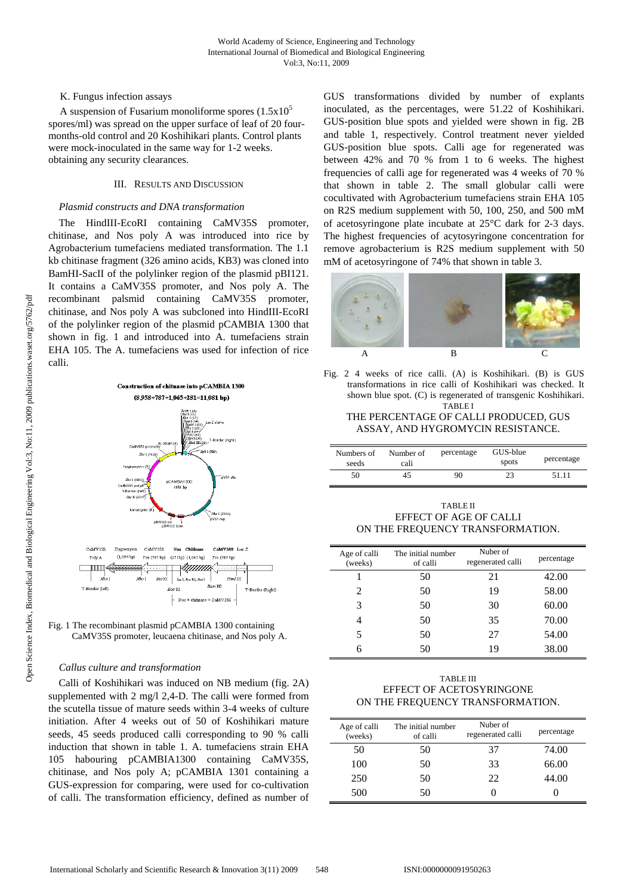K. Fungus infection assays

A suspension of Fusarium moniloforme spores ($1.5x10^5$ spores/ml) was spread on the upper surface of leaf of 20 four-months-old control and 20 Koshihikari plants. Control plants were mock-inoculated in the same way for 1-2 weeks. obtaining any security clearances.

## III. RESULTS AND DISCUSSION

### *Plasmid constructs and DNA transformation*

The HindIII-EcoRI containing CaMV35S promoter, chitinase, and Nos poly A was introduced into rice by Agrobacterium tumefaciens mediated transformation. The 1.1 kb chitinase fragment (326 amino acids, KB3) was cloned into BamHI-SacII of the polylinker region of the plasmid pBI121. It contains a CaMV35S promoter, and Nos poly A. The recombinant palsmid containing CaMV35S promoter, chitinase, and Nos poly A was subcloned into HindIII-EcoRI of the polylinker region of the plasmid pCAMBIA 1300 that shown in fig. 1 and introduced into A. tumefaciens strain EHA 105. The A. tumefaciens was used for infection of rice calli.

**Construction of chitnase into pCAMBIA 1300**
**(8,958+787+1,065+281=11,081 bp)**

Fig. 1 The recombinant plasmid pCAMBIA 1300 containing CaMV35S promoter, leucaena chitinase, and Nos poly A.

### *Callus culture and transformation*

Calli of Koshihikari was induced on NB medium (fig. 2A) supplemented with 2 mg/l 2,4-D. The calli were formed from the scutella tissue of mature seeds within 3-4 weeks of culture initiation. After 4 weeks out of 50 of Koshihikari mature seeds, 45 seeds produced calli corresponding to 90 % calli induction that shown in table 1. A. tumefaciens strain EHA 105 habouring pCAMBIA1300 containing CaMV35S, chitinase, and Nos poly A; pCAMBIA 1301 containing a GUS-expression for comparing, were used for co-cultivation of calli. The transformation efficiency, defined as number of GUS transformations divided by number of explants inoculated, as the percentages, were 51.22 of Koshihikari. GUS-position blue spots and yielded were shown in fig. 2B and table 1, respectively. Control treatment never yielded GUS-position blue spots. Calli age for regenerated was between 42% and 70 % from 1 to 6 weeks. The highest frequencies of calli age for regenerated was 4 weeks of 70 % that shown in table 2. The small globular calli were cocultivated with Agrobacterium tumefaciens strain EHA 105 on R2S medium supplement with 50, 100, 250, and 500 mM of acetosyringone plate incubate at 25°C dark for 2-3 days. The highest frequencies of acytosyringone concentration for remove agrobacterium is R2S medium supplement with 50 mM of acetosyringone of 74% that shown in table 3.

A B C

Fig. 2 4 weeks of rice calli. (A) is Koshihikari. (B) is GUS transformations in rice calli of Koshihikari was checked. It shown blue spot. (C) is regenerated of transgenic Koshihikari.

TABLE I
THE PERCENTAGE OF CALLI PRODUCED, GUS ASSAY, AND HYGROMYCIN RESISTANCE.

| Numbers of seeds | Number of cali | percentage | GUS-blue spots | percentage |
|---|---|---|---|---|
| 50 | 45 | 90 | 23 | 51.11 |

TABLE II
EFFECT OF AGE OF CALLI ON THE FREQUENCY TRANSFORMATION.

| Age of calli (weeks) | The initial number of calli | Nuber of regenerated calli | percentage |
|---|---|---|---|
| 1 | 50 | 21 | 42.00 |
| 2 | 50 | 19 | 58.00 |
| 3 | 50 | 30 | 60.00 |
| 4 | 50 | 35 | 70.00 |
| 5 | 50 | 27 | 54.00 |
| 6 | 50 | 19 | 38.00 |

TABLE III
EFFECT OF ACETOSYRINGONE ON THE FREQUENCY TRANSFORMATION.

| Age of calli (weeks) | The initial number of calli | Nuber of regenerated calli | percentage |
|---|---|---|---|
| 50 | 50 | 37 | 74.00 |
| 100 | 50 | 33 | 66.00 |
| 250 | 50 | 22 | 44.00 |
| 500 | 50 | 0 | 0 |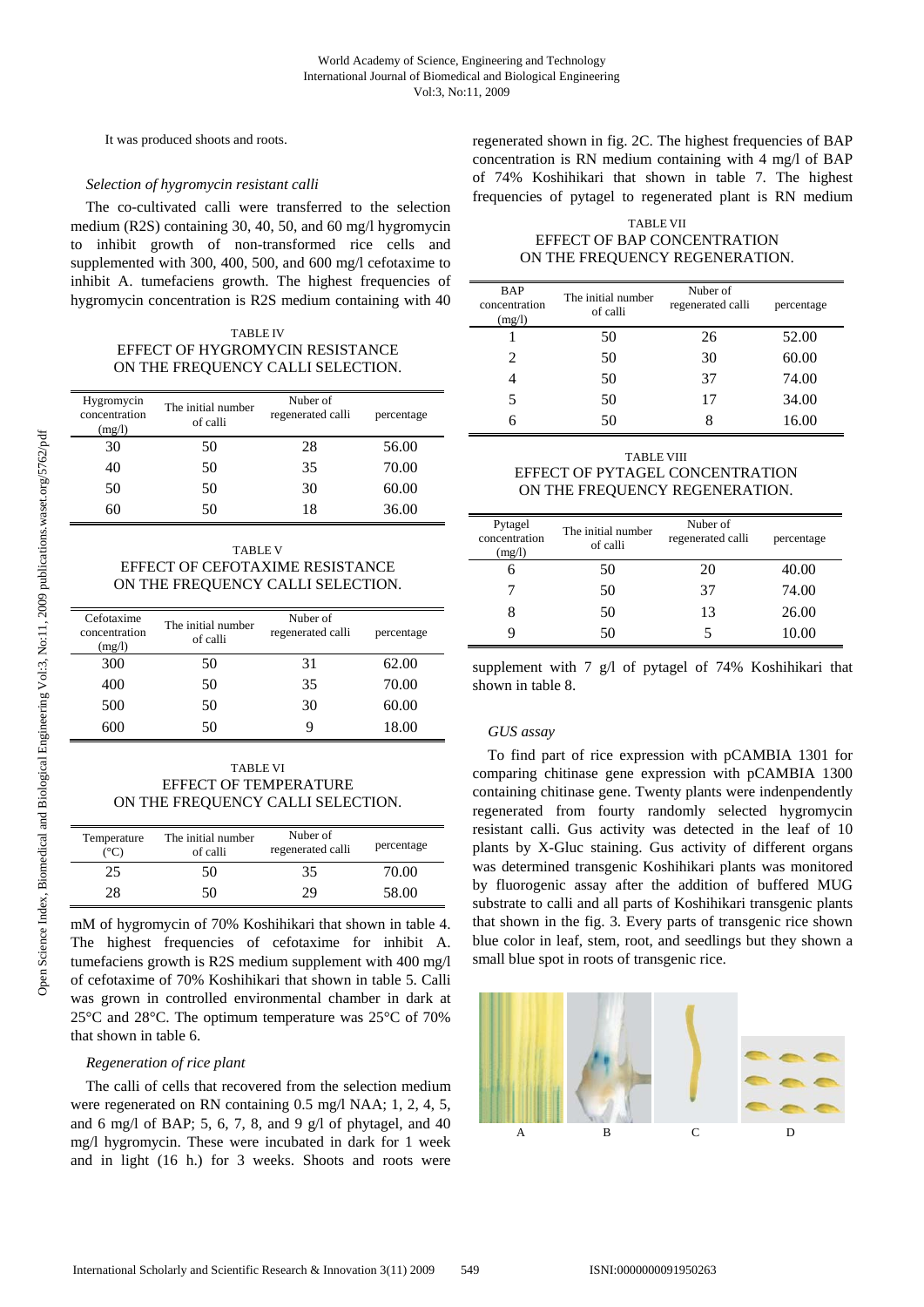It was produced shoots and roots.

*Selection of hygromycin resistant calli*

The co-cultivated calli were transferred to the selection medium (R2S) containing 30, 40, 50, and 60 mg/l hygromycin to inhibit growth of non-transformed rice cells and supplemented with 300, 400, 500, and 600 mg/l cefotaxime to inhibit A. tumefaciens growth. The highest frequencies of hygromycin concentration is R2S medium containing with 40 mM of hygromycin of 70% Koshihikari that shown in table 4. The highest frequencies of cefotaxime for inhibit A. tumefaciens growth is R2S medium supplement with 400 mg/l of cefotaxime of 70% Koshihikari that shown in table 5. Calli was grown in controlled environmental chamber in dark at 25°C and 28°C. The optimum temperature was 25°C of 70% that shown in table 6.

TABLE IV
EFFECT OF HYGROMYCIN RESISTANCE ON THE FREQUENCY CALLI SELECTION.

| Hygromycin concentration (mg/l) | The initial number of calli | Nuber of regenerated calli | percentage |
|---|---|---|---|
| 30 | 50 | 28 | 56.00 |
| 40 | 50 | 35 | 70.00 |
| 50 | 50 | 30 | 60.00 |
| 60 | 50 | 18 | 36.00 |

TABLE V
EFFECT OF CEFOTAXIME RESISTANCE ON THE FREQUENCY CALLI SELECTION.

| Cefotaxime concentration (mg/l) | The initial number of calli | Nuber of regenerated calli | percentage |
|---|---|---|---|
| 300 | 50 | 31 | 62.00 |
| 400 | 50 | 35 | 70.00 |
| 500 | 50 | 30 | 60.00 |
| 600 | 50 | 9 | 18.00 |

TABLE VI
EFFECT OF TEMPERATURE ON THE FREQUENCY CALLI SELECTION.

| Temperature (°C) | The initial number of calli | Nuber of regenerated calli | percentage |
|---|---|---|---|
| 25 | 50 | 35 | 70.00 |
| 28 | 50 | 29 | 58.00 |

*Regeneration of rice plant*

The calli of cells that recovered from the selection medium were regenerated on RN containing 0.5 mg/l NAA; 1, 2, 4, 5, and 6 mg/l of BAP; 5, 6, 7, 8, and 9 g/l of phytagel, and 40 mg/l hygromycin. These were incubated in dark for 1 week and in light (16 h.) for 3 weeks. Shoots and roots were regenerated shown in fig. 2C. The highest frequencies of BAP concentration is RN medium containing with 4 mg/l of BAP of 74% Koshihikari that shown in table 7. The highest frequencies of pytagel to regenerated plant is RN medium supplement with 7 g/l of pytagel of 74% Koshihikari that shown in table 8.

TABLE VII
EFFECT OF BAP CONCENTRATION ON THE FREQUENCY REGENERATION.

| BAP concentration (mg/l) | The initial number of calli | Nuber of regenerated calli | percentage |
|---|---|---|---|
| 1 | 50 | 26 | 52.00 |
| 2 | 50 | 30 | 60.00 |
| 4 | 50 | 37 | 74.00 |
| 5 | 50 | 17 | 34.00 |
| 6 | 50 | 8 | 16.00 |

TABLE VIII
EFFECT OF PYTAGEL CONCENTRATION ON THE FREQUENCY REGENERATION.

| Pytagel concentration (mg/l) | The initial number of calli | Nuber of regenerated calli | percentage |
|---|---|---|---|
| 6 | 50 | 20 | 40.00 |
| 7 | 50 | 37 | 74.00 |
| 8 | 50 | 13 | 26.00 |
| 9 | 50 | 5 | 10.00 |

*GUS assay*

To find part of rice expression with pCAMBIA 1301 for comparing chitinase gene expression with pCAMBIA 1300 containing chitinase gene. Twenty plants were indenpendently regenerated from fourty randomly selected hygromycin resistant calli. Gus activity was detected in the leaf of 10 plants by X-Gluc staining. Gus activity of different organs was determined transgenic Koshihikari plants was monitored by fluorogenic assay after the addition of buffered MUG substrate to calli and all parts of Koshihikari transgenic plants that shown in the fig. 3. Every parts of transgenic rice shown blue color in leaf, stem, root, and seedlings but they shown a small blue spot in roots of transgenic rice.

A B C D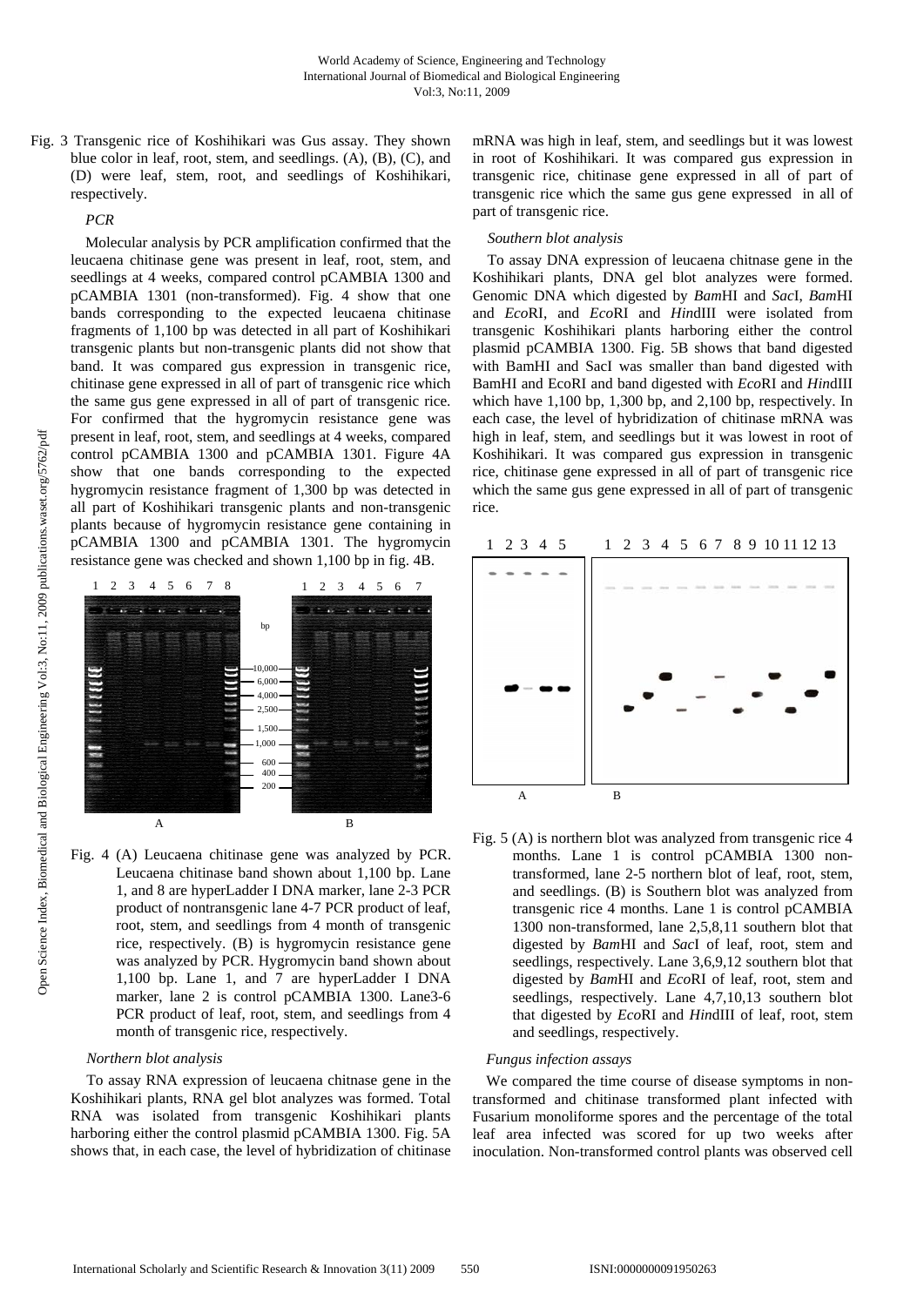Fig. 3 Transgenic rice of Koshihikari was Gus assay. They shown blue color in leaf, root, stem, and seedlings. (A), (B), (C), and (D) were leaf, stem, root, and seedlings of Koshihikari, respectively.

### *PCR*

Molecular analysis by PCR amplification confirmed that the leucaena chitinase gene was present in leaf, root, stem, and seedlings at 4 weeks, compared control pCAMBIA 1300 and pCAMBIA 1301 (non-transformed). Fig. 4 show that one bands corresponding to the expected leucaena chitinase fragments of 1,100 bp was detected in all part of Koshihikari transgenic plants but non-transgenic plants did not show that band. It was compared gus expression in transgenic rice, chitinase gene expressed in all of part of transgenic rice which the same gus gene expressed in all of part of transgenic rice. For confirmed that the hygromycin resistance gene was present in leaf, root, stem, and seedlings at 4 weeks, compared control pCAMBIA 1300 and pCAMBIA 1301. Figure 4A show that one bands corresponding to the expected hygromycin resistance fragment of 1,300 bp was detected in all part of Koshihikari transgenic plants and non-transgenic plants because of hygromycin resistance gene containing in pCAMBIA 1300 and pCAMBIA 1301. The hygromycin resistance gene was checked and shown 1,100 bp in fig. 4B.

1 2 3 4 5 6 7 8

1 2 3 4 5 6 7

bp

10,000
6,000
4,000
2,500
1,500
1,000
600
400
200

A

B

Fig. 4 (A) Leucaena chitinase gene was analyzed by PCR. Leucaena chitinase band shown about 1,100 bp. Lane 1, and 8 are hyperLadder I DNA marker, lane 2-3 PCR product of nontransgenic lane 4-7 PCR product of leaf, root, stem, and seedlings from 4 month of transgenic rice, respectively. (B) is hygromycin resistance gene was analyzed by PCR. Hygromycin band shown about 1,100 bp. Lane 1, and 7 are hyperLadder I DNA marker, lane 2 is control pCAMBIA 1300. Lane3-6 PCR product of leaf, root, stem, and seedlings from 4 month of transgenic rice, respectively.

### *Northern blot analysis*

To assay RNA expression of leucaena chitnase gene in the Koshihikari plants, RNA gel blot analyzes was formed. Total RNA was isolated from transgenic Koshihikari plants harboring either the control plasmid pCAMBIA 1300. Fig. 5A shows that, in each case, the level of hybridization of chitinase mRNA was high in leaf, stem, and seedlings but it was lowest in root of Koshihikari. It was compared gus expression in transgenic rice, chitinase gene expressed in all of part of transgenic rice which the same gus gene expressed in all of part of transgenic rice.

### *Southern blot analysis*

To assay DNA expression of leucaena chitnase gene in the Koshihikari plants, DNA gel blot analyzes were formed. Genomic DNA which digested by *Bam*HI and *Sac*I, *Bam*HI and *Eco*RI, and *Eco*RI and *Hin*dIII were isolated from transgenic Koshihikari plants harboring either the control plasmid pCAMBIA 1300. Fig. 5B shows that band digested with BamHI and SacI was smaller than band digested with BamHI and EcoRI and band digested with *Eco*RI and *Hin*dIII which have 1,100 bp, 1,300 bp, and 2,100 bp, respectively. In each case, the level of hybridization of chitinase mRNA was high in leaf, stem, and seedlings but it was lowest in root of Koshihikari. It was compared gus expression in transgenic rice, chitinase gene expressed in all of part of transgenic rice which the same gus gene expressed in all of part of transgenic rice.

1 2 3 4 5

1 2 3 4 5 6 7 8 9 10 11 12 13

A

B

Fig. 5 (A) is northern blot was analyzed from transgenic rice 4 months. Lane 1 is control pCAMBIA 1300 non-transformed, lane 2-5 northern blot of leaf, root, stem, and seedlings. (B) is Southern blot was analyzed from transgenic rice 4 months. Lane 1 is control pCAMBIA 1300 non-transformed, lane 2,5,8,11 southern blot that digested by *Bam*HI and *Sac*I of leaf, root, stem and seedlings, respectively. Lane 3,6,9,12 southern blot that digested by *Bam*HI and *Eco*RI of leaf, root, stem and seedlings, respectively. Lane 4,7,10,13 southern blot that digested by *Eco*RI and *Hin*dIII of leaf, root, stem and seedlings, respectively.

### *Fungus infection assays*

We compared the time course of disease symptoms in non-transformed and chitinase transformed plant infected with Fusarium monoliforme spores and the percentage of the total leaf area infected was scored for up two weeks after inoculation. Non-transformed control plants was observed cell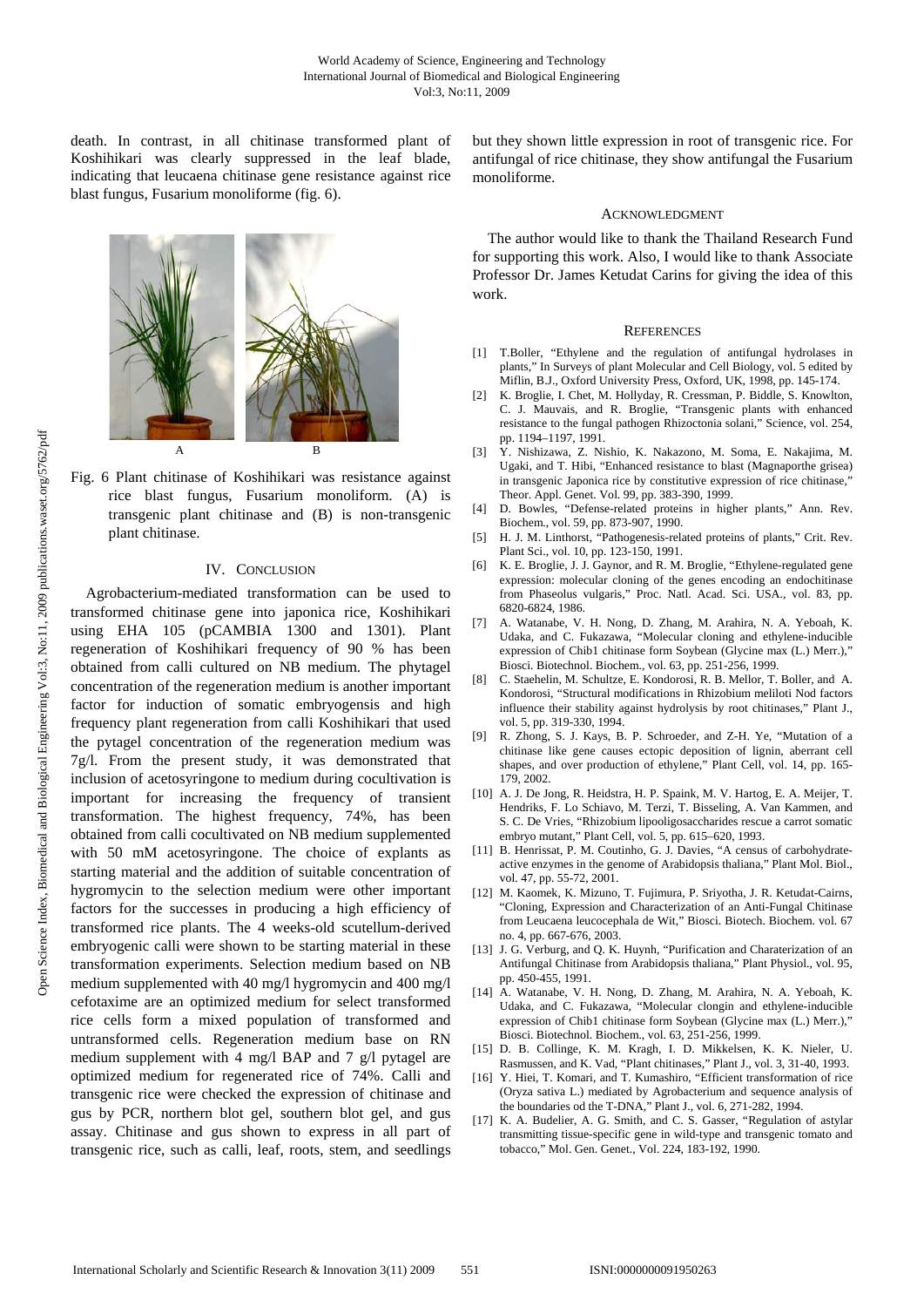death. In contrast, in all chitinase transformed plant of Koshihikari was clearly suppressed in the leaf blade, indicating that leucaena chitinase gene resistance against rice blast fungus, Fusarium monoliforme (fig. 6).

A B

Fig. 6 Plant chitinase of Koshihikari was resistance against rice blast fungus, Fusarium monoliform. (A) is transgenic plant chitinase and (B) is non-transgenic plant chitinase.

## IV. Conclusion

Agrobacterium-mediated transformation can be used to transformed chitinase gene into japonica rice, Koshihikari using EHA 105 (pCAMBIA 1300 and 1301). Plant regeneration of Koshihikari frequency of 90 % has been obtained from calli cultured on NB medium. The phytagel concentration of the regeneration medium is another important factor for induction of somatic embryogensis and high frequency plant regeneration from calli Koshihikari that used the pytagel concentration of the regeneration medium was 7g/l. From the present study, it was demonstrated that inclusion of acetosyringone to medium during cocultivation is important for increasing the frequency of transient transformation. The highest frequency, 74%, has been obtained from calli cocultivated on NB medium supplemented with 50 mM acetosyringone. The choice of explants as starting material and the addition of suitable concentration of hygromycin to the selection medium were other important factors for the successes in producing a high efficiency of transformed rice plants. The 4 weeks-old scutellum-derived embryogenic calli were shown to be starting material in these transformation experiments. Selection medium based on NB medium supplemented with 40 mg/l hygromycin and 400 mg/l cefotaxime are an optimized medium for select transformed rice cells form a mixed population of transformed and untransformed cells. Regeneration medium base on RN medium supplement with 4 mg/l BAP and 7 g/l pytagel are optimized medium for regenerated rice of 74%. Calli and transgenic rice were checked the expression of chitinase and gus by PCR, northern blot gel, southern blot gel, and gus assay. Chitinase and gus shown to express in all part of transgenic rice, such as calli, leaf, roots, stem, and seedlings but they shown little expression in root of transgenic rice. For antifungal of rice chitinase, they show antifungal the Fusarium monoliforme.

## Acknowledgment

The author would like to thank the Thailand Research Fund for supporting this work. Also, I would like to thank Associate Professor Dr. James Ketudat Carins for giving the idea of this work.

## References

[1] T.Boller, "Ethylene and the regulation of antifungal hydrolases in plants," In Surveys of plant Molecular and Cell Biology, vol. 5 edited by Miflin, B.J., Oxford University Press, Oxford, UK, 1998, pp. 145-174.

[2] K. Broglie, I. Chet, M. Hollyday, R. Cressman, P. Biddle, S. Knowlton, C. J. Mauvais, and R. Broglie, "Transgenic plants with enhanced resistance to the fungal pathogen Rhizoctonia solani," Science, vol. 254, pp. 1194–1197, 1991.

[3] Y. Nishizawa, Z. Nishio, K. Nakazono, M. Soma, E. Nakajima, M. Ugaki, and T. Hibi, "Enhanced resistance to blast (Magnaporthe grisea) in transgenic Japonica rice by constitutive expression of rice chitinase," Theor. Appl. Genet. Vol. 99, pp. 383-390, 1999.

[4] D. Bowles, "Defense-related proteins in higher plants," Ann. Rev. Biochem., vol. 59, pp. 873-907, 1990.

[5] H. J. M. Linthorst, "Pathogenesis-related proteins of plants," Crit. Rev. Plant Sci., vol. 10, pp. 123-150, 1991.

[6] K. E. Broglie, J. J. Gaynor, and R. M. Broglie, "Ethylene-regulated gene expression: molecular cloning of the genes encoding an endochitinase from Phaseolus vulgaris," Proc. Natl. Acad. Sci. USA., vol. 83, pp. 6820-6824, 1986.

[7] A. Watanabe, V. H. Nong, D. Zhang, M. Arahira, N. A. Yeboah, K. Udaka, and C. Fukazawa, "Molecular cloning and ethylene-inducible expression of Chib1 chitinase form Soybean (Glycine max (L.) Merr.)," Biosci. Biotechnol. Biochem., vol. 63, pp. 251-256, 1999.

[8] C. Staehelin, M. Schultze, E. Kondorosi, R. B. Mellor, T. Boller, and A. Kondorosi, "Structural modifications in Rhizobium meliloti Nod factors influence their stability against hydrolysis by root chitinases," Plant J., vol. 5, pp. 319-330, 1994.

[9] R. Zhong, S. J. Kays, B. P. Schroeder, and Z-H. Ye, "Mutation of a chitinase like gene causes ectopic deposition of lignin, aberrant cell shapes, and over production of ethylene," Plant Cell, vol. 14, pp. 165-179, 2002.

[10] A. J. De Jong, R. Heidstra, H. P. Spaink, M. V. Hartog, E. A. Meijer, T. Hendriks, F. Lo Schiavo, M. Terzi, T. Bisseling, A. Van Kammen, and S. C. De Vries, "Rhizobium lipooligosaccharides rescue a carrot somatic embryo mutant," Plant Cell, vol. 5, pp. 615–620, 1993.

[11] B. Henrissat, P. M. Coutinho, G. J. Davies, "A census of carbohydrate-active enzymes in the genome of Arabidopsis thaliana," Plant Mol. Biol., vol. 47, pp. 55-72, 2001.

[12] M. Kaomek, K. Mizuno, T. Fujimura, P. Sriyotha, J. R. Ketudat-Cairns, "Cloning, Expression and Characterization of an Anti-Fungal Chitinase from Leucaena leucocephala de Wit," Biosci. Biotech. Biochem. vol. 67 no. 4, pp. 667-676, 2003.

[13] J. G. Verburg, and Q. K. Huynh, "Purification and Charaterization of an Antifungal Chitinase from Arabidopsis thaliana," Plant Physiol., vol. 95, pp. 450-455, 1991.

[14] A. Watanabe, V. H. Nong, D. Zhang, M. Arahira, N. A. Yeboah, K. Udaka, and C. Fukazawa, "Molecular clongin and ethylene-inducible expression of Chib1 chitinase form Soybean (Glycine max (L.) Merr.)," Biosci. Biotechnol. Biochem., vol. 63, 251-256, 1999.

[15] D. B. Collinge, K. M. Kragh, J. D. Mikkelsen, K. K. Nieler, U. Rasmussen, and K. Vad, "Plant chitinases," Plant J., vol. 3, 31-40, 1993.

[16] Y. Hiei, T. Komari, and T. Kumashiro, "Efficient transformation of rice (Oryza sativa L.) mediated by Agrobacterium and sequence analysis of the boundaries od the T-DNA," Plant J., vol. 6, 271-282, 1994.

[17] K. A. Budelier, A. G. Smith, and C. S. Gasser, "Regulation of astylar transmitting tissue-specific gene in wild-type and transgenic tomato and tobacco," Mol. Gen. Genet., Vol. 224, 183-192, 1990.